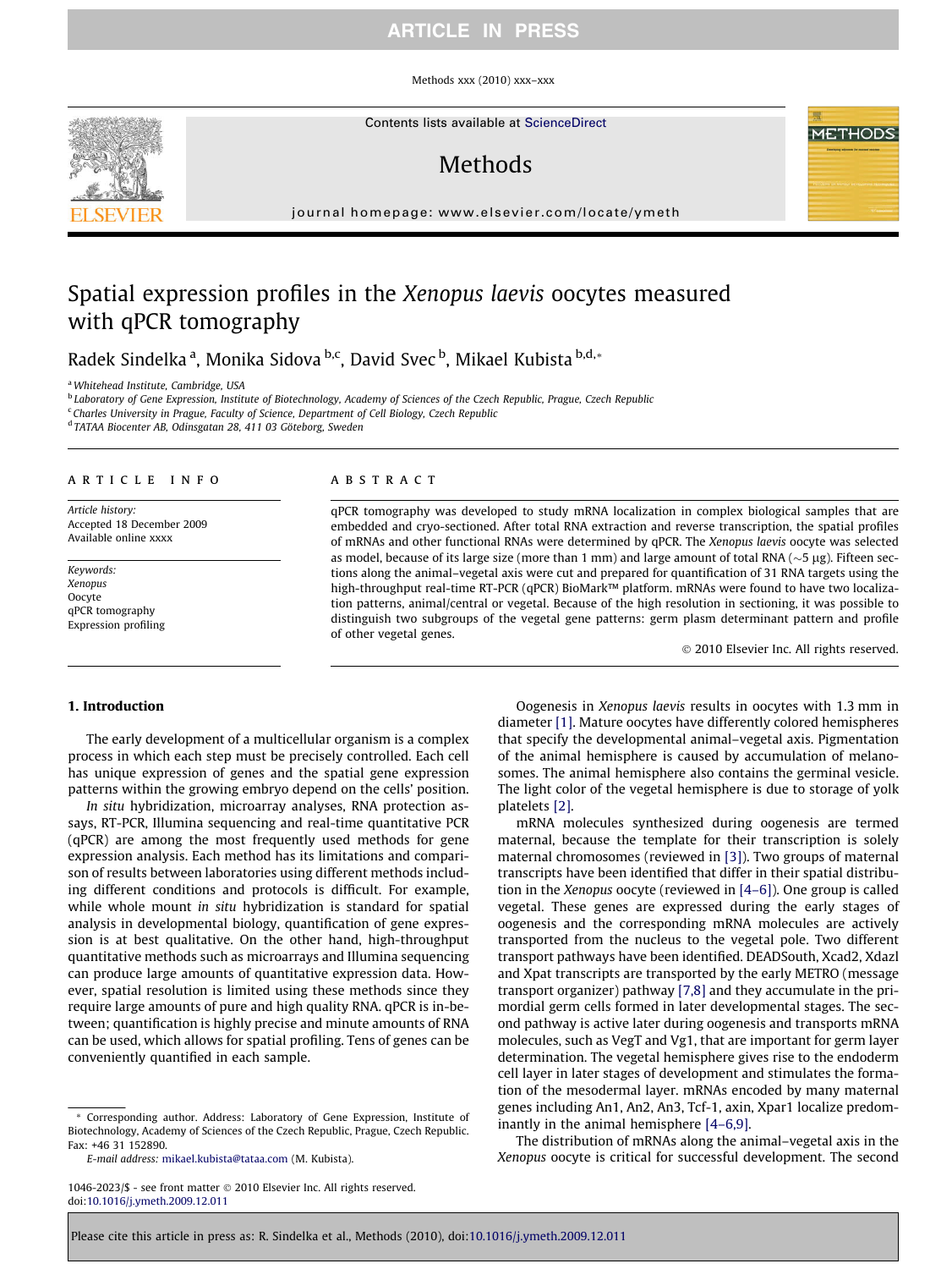# Spatial expression profiles in the *Xenopus laevis* oocytes measured with qPCR tomography

Radek Sindelka [a], Monika Sidova [b,c], David Svec [b], Mikael Kubista [b,d,*]

[a] Whitehead Institute, Cambridge, USA
[b] Laboratory of Gene Expression, Institute of Biotechnology, Academy of Sciences of the Czech Republic, Prague, Czech Republic
[c] Charles University in Prague, Faculty of Science, Department of Cell Biology, Czech Republic
[d] TATAA Biocenter AB, Odinsgatan 28, 411 03 Göteborg, Sweden

## ARTICLE INFO

*Article history:*
Accepted 18 December 2009
Available online xxxx

*Keywords:*
*Xenopus*
Oocyte
qPCR tomography
Expression profiling

## ABSTRACT

qPCR tomography was developed to study mRNA localization in complex biological samples that are embedded and cryo-sectioned. After total RNA extraction and reverse transcription, the spatial profiles of mRNAs and other functional RNAs were determined by qPCR. The *Xenopus laevis* oocyte was selected as model, because of its large size (more than 1 mm) and large amount of total RNA (~5 μg). Fifteen sections along the animal–vegetal axis were cut and prepared for quantification of 31 RNA targets using the high-throughput real-time RT-PCR (qPCR) BioMark™ platform. mRNAs were found to have two localization patterns, animal/central or vegetal. Because of the high resolution in sectioning, it was possible to distinguish two subgroups of the vegetal gene patterns: germ plasm determinant pattern and profile of other vegetal genes.

© 2010 Elsevier Inc. All rights reserved.

## 1. Introduction

The early development of a multicellular organism is a complex process in which each step must be precisely controlled. Each cell has unique expression of genes and the spatial gene expression patterns within the growing embryo depend on the cells' position.

*In situ* hybridization, microarray analyses, RNA protection assays, RT-PCR, Illumina sequencing and real-time quantitative PCR (qPCR) are among the most frequently used methods for gene expression analysis. Each method has its limitations and comparison of results between laboratories using different methods including different conditions and protocols is difficult. For example, while whole mount *in situ* hybridization is standard for spatial analysis in developmental biology, quantification of gene expression is at best qualitative. On the other hand, high-throughput quantitative methods such as microarrays and Illumina sequencing can produce large amounts of quantitative expression data. However, spatial resolution is limited using these methods since they require large amounts of pure and high quality RNA. qPCR is in-between; quantification is highly precise and minute amounts of RNA can be used, which allows for spatial profiling. Tens of genes can be conveniently quantified in each sample.

Oogenesis in *Xenopus laevis* results in oocytes with 1.3 mm in diameter [1]. Mature oocytes have differently colored hemispheres that specify the developmental animal–vegetal axis. Pigmentation of the animal hemisphere is caused by accumulation of melanosomes. The animal hemisphere also contains the germinal vesicle. The light color of the vegetal hemisphere is due to storage of yolk platelets [2].

mRNA molecules synthesized during oogenesis are termed maternal, because the template for their transcription is solely maternal chromosomes (reviewed in [3]). Two groups of maternal transcripts have been identified that differ in their spatial distribution in the *Xenopus* oocyte (reviewed in [4–6]). One group is called vegetal. These genes are expressed during the early stages of oogenesis and the corresponding mRNA molecules are actively transported from the nucleus to the vegetal pole. Two different transport pathways have been identified. DEADSouth, Xcad2, Xdazl and Xpat transcripts are transported by the early METRO (message transport organizer) pathway [7,8] and they accumulate in the primordial germ cells formed in later developmental stages. The second pathway is active later during oogenesis and transports mRNA molecules, such as VegT and Vg1, that are important for germ layer determination. The vegetal hemisphere gives rise to the endoderm cell layer in later stages of development and stimulates the formation of the mesodermal layer. mRNAs encoded by many maternal genes including An1, An2, An3, Tcf-1, axin, Xpar1 localize predominantly in the animal hemisphere [4–6,9].

The distribution of mRNAs along the animal–vegetal axis in the *Xenopus* oocyte is critical for successful development. The second

---

\* Corresponding author. Address: Laboratory of Gene Expression, Institute of Biotechnology, Academy of Sciences of the Czech Republic, Prague, Czech Republic. Fax: +46 31 152890.
*E-mail address:* mikael.kubista@tataa.com (M. Kubista).

1046-2023/$ - see front matter © 2010 Elsevier Inc. All rights reserved.
doi:10.1016/j.ymeth.2009.12.011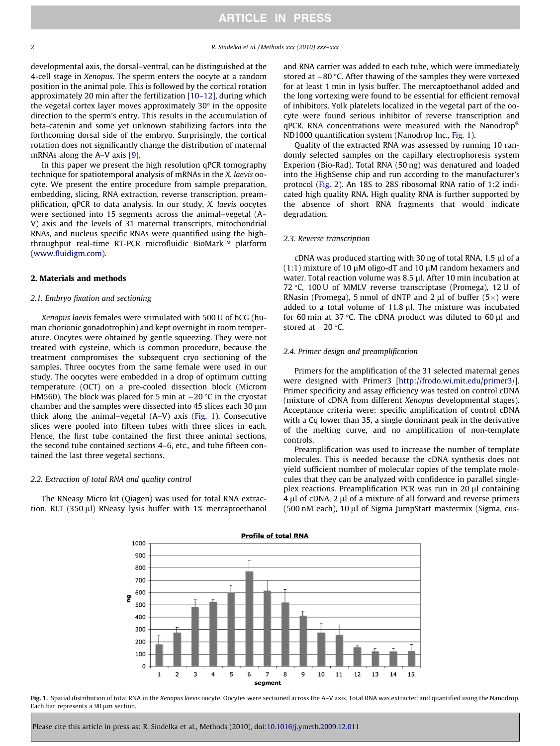developmental axis, the dorsal–ventral, can be distinguished at the 4-cell stage in *Xenopus*. The sperm enters the oocyte at a random position in the animal pole. This is followed by the cortical rotation approximately 20 min after the fertilization [10–12], during which the vegetal cortex layer moves approximately 30° in the opposite direction to the sperm's entry. This results in the accumulation of beta-catenin and some yet unknown stabilizing factors into the forthcoming dorsal side of the embryo. Surprisingly, the cortical rotation does not significantly change the distribution of maternal mRNAs along the A–V axis [9].

In this paper we present the high resolution qPCR tomography technique for spatiotemporal analysis of mRNAs in the *X. laevis* oocyte. We present the entire procedure from sample preparation, embedding, slicing, RNA extraction, reverse transcription, preamplification, qPCR to data analysis. In our study, *X. laevis* oocytes were sectioned into 15 segments across the animal–vegetal (A–V) axis and the levels of 31 maternal transcripts, mitochondrial RNAs, and nucleus specific RNAs were quantified using the high-throughput real-time RT-PCR microfluidic BioMark™ platform (www.fluidigm.com).

## 2. Materials and methods

### 2.1. Embryo fixation and sectioning

*Xenopus laevis* females were stimulated with 500 U of hCG (human chorionic gonadotrophin) and kept overnight in room temperature. Oocytes were obtained by gentle squeezing. They were not treated with cysteine, which is common procedure, because the treatment compromises the subsequent cryo sectioning of the samples. Three oocytes from the same female were used in our study. The oocytes were embedded in a drop of optimum cutting temperature (OCT) on a pre-cooled dissection block (Microm HM560). The block was placed for 5 min at −20 °C in the cryostat chamber and the samples were dissected into 45 slices each 30 μm thick along the animal–vegetal (A–V) axis (Fig. 1). Consecutive slices were pooled into fifteen tubes with three slices in each. Hence, the first tube contained the first three animal sections, the second tube contained sections 4–6, etc., and tube fifteen contained the last three vegetal sections.

### 2.2. Extraction of total RNA and quality control

The RNeasy Micro kit (Qiagen) was used for total RNA extraction. RLT (350 μl) RNeasy lysis buffer with 1% mercaptoethanol and RNA carrier was added to each tube, which were immediately stored at −80 °C. After thawing of the samples they were vortexed for at least 1 min in lysis buffer. The mercaptoethanol added and the long vortexing were found to be essential for efficient removal of inhibitors. Yolk platelets localized in the vegetal part of the oocyte were found serious inhibitor of reverse transcription and qPCR. RNA concentrations were measured with the Nanodrop® ND1000 quantification system (Nanodrop Inc., Fig. 1).

Quality of the extracted RNA was assessed by running 10 randomly selected samples on the capillary electrophoresis system Experion (Bio-Rad). Total RNA (50 ng) was denatured and loaded into the HighSense chip and run according to the manufacturer's protocol (Fig. 2). An 18S to 28S ribosomal RNA ratio of 1:2 indicated high quality RNA. High quality RNA is further supported by the absence of short RNA fragments that would indicate degradation.

### 2.3. Reverse transcription

cDNA was produced starting with 30 ng of total RNA, 1.5 μl of a (1:1) mixture of 10 μM oligo-dT and 10 μM random hexamers and water. Total reaction volume was 8.5 μl. After 10 min incubation at 72 °C, 100 U of MMLV reverse transcriptase (Promega), 12 U of RNasin (Promega), 5 nmol of dNTP and 2 μl of buffer (5×) were added to a total volume of 11.8 μl. The mixture was incubated for 60 min at 37 °C. The cDNA product was diluted to 60 μl and stored at −20 °C.

### 2.4. Primer design and preamplification

Primers for the amplification of the 31 selected maternal genes were designed with Primer3 [http://frodo.wi.mit.edu/primer3/]. Primer specificity and assay efficiency was tested on control cDNA (mixture of cDNA from different *Xenopus* developmental stages). Acceptance criteria were: specific amplification of control cDNA with a Cq lower than 35, a single dominant peak in the derivative of the melting curve, and no amplification of non-template controls.

Preamplification was used to increase the number of template molecules. This is needed because the cDNA synthesis does not yield sufficient number of molecular copies of the template molecules that they can be analyzed with confidence in parallel single-plex reactions. Preamplification PCR was run in 20 μl containing 4 μl of cDNA, 2 μl of a mixture of all forward and reverse primers (500 nM each), 10 μl of Sigma JumpStart mastermix (Sigma, cus-

**Fig. 1.** Spatial distribution of total RNA in the *Xenopus laevis* oocyte. Oocytes were sectioned across the A–V axis. Total RNA was extracted and quantified using the Nanodrop. Each bar represents a 90 μm section.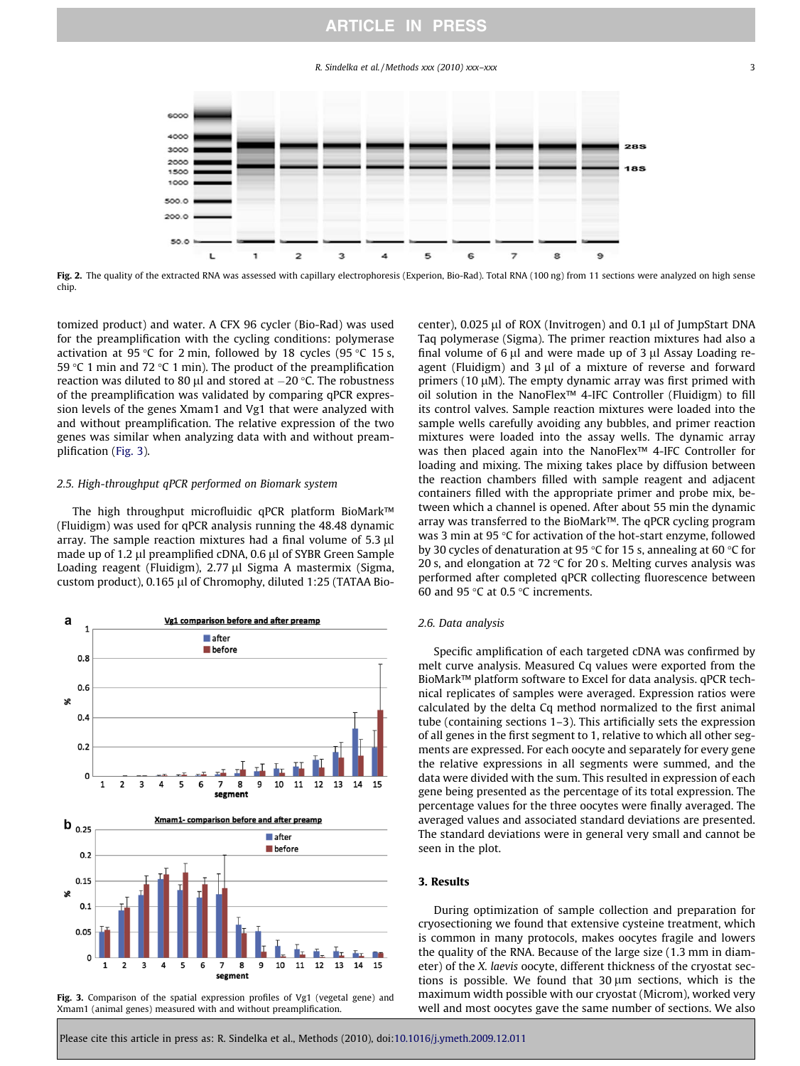Fig. 2. The quality of the extracted RNA was assessed with capillary electrophoresis (Experion, Bio-Rad). Total RNA (100 ng) from 11 sections were analyzed on high sense chip.

tomized product) and water. A CFX 96 cycler (Bio-Rad) was used for the preamplification with the cycling conditions: polymerase activation at 95 °C for 2 min, followed by 18 cycles (95 °C 15 s, 59 °C 1 min and 72 °C 1 min). The product of the preamplification reaction was diluted to 80 µl and stored at −20 °C. The robustness of the preamplification was validated by comparing qPCR expression levels of the genes Xmam1 and Vg1 that were analyzed with and without preamplification. The relative expression of the two genes was similar when analyzing data with and without preamplification (Fig. 3).

### 2.5. High-throughput qPCR performed on Biomark system

The high throughput microfluidic qPCR platform BioMark™ (Fluidigm) was used for qPCR analysis running the 48.48 dynamic array. The sample reaction mixtures had a final volume of 5.3 µl made up of 1.2 µl preamplified cDNA, 0.6 µl of SYBR Green Sample Loading reagent (Fluidigm), 2.77 µl Sigma A mastermix (Sigma, custom product), 0.165 µl of Chromophy, diluted 1:25 (TATAA Biocenter), 0.025 µl of ROX (Invitrogen) and 0.1 µl of JumpStart DNA Taq polymerase (Sigma). The primer reaction mixtures had also a final volume of 6 µl and were made up of 3 µl Assay Loading reagent (Fluidigm) and 3 µl of a mixture of reverse and forward primers (10 µM). The empty dynamic array was first primed with oil solution in the NanoFlex™ 4-IFC Controller (Fluidigm) to fill its control valves. Sample reaction mixtures were loaded into the sample wells carefully avoiding any bubbles, and primer reaction mixtures were loaded into the assay wells. The dynamic array was then placed again into the NanoFlex™ 4-IFC Controller for loading and mixing. The mixing takes place by diffusion between the reaction chambers filled with sample reagent and adjacent containers filled with the appropriate primer and probe mix, between which a channel is opened. After about 55 min the dynamic array was transferred to the BioMark™. The qPCR cycling program was 3 min at 95 °C for activation of the hot-start enzyme, followed by 30 cycles of denaturation at 95 °C for 15 s, annealing at 60 °C for 20 s, and elongation at 72 °C for 20 s. Melting curves analysis was performed after completed qPCR collecting fluorescence between 60 and 95 °C at 0.5 °C increments.

Fig. 3. Comparison of the spatial expression profiles of Vg1 (vegetal gene) and Xmam1 (animal genes) measured with and without preamplification.

### 2.6. Data analysis

Specific amplification of each targeted cDNA was confirmed by melt curve analysis. Measured Cq values were exported from the BioMark™ platform software to Excel for data analysis. qPCR technical replicates of samples were averaged. Expression ratios were calculated by the delta Cq method normalized to the first animal tube (containing sections 1–3). This artificially sets the expression of all genes in the first segment to 1, relative to which all other segments are expressed. For each oocyte and separately for every gene the relative expressions in all segments were summed, and the data were divided with the sum. This resulted in expression of each gene being presented as the percentage of its total expression. The percentage values for the three oocytes were finally averaged. The averaged values and associated standard deviations are presented. The standard deviations were in general very small and cannot be seen in the plot.

## 3. Results

During optimization of sample collection and preparation for cryosectioning we found that extensive cysteine treatment, which is common in many protocols, makes oocytes fragile and lowers the quality of the RNA. Because of the large size (1.3 mm in diameter) of the *X. laevis* oocyte, different thickness of the cryostat sections is possible. We found that 30 µm sections, which is the maximum width possible with our cryostat (Microm), worked very well and most oocytes gave the same number of sections. We also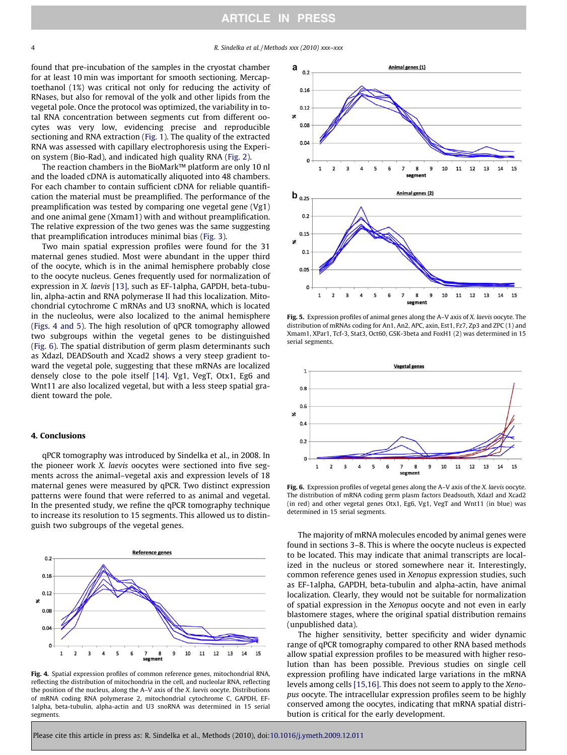found that pre-incubation of the samples in the cryostat chamber for at least 10 min was important for smooth sectioning. Mercaptoethanol (1%) was critical not only for reducing the activity of RNases, but also for removal of the yolk and other lipids from the vegetal pole. Once the protocol was optimized, the variability in total RNA concentration between segments cut from different oocytes was very low, evidencing precise and reproducible sectioning and RNA extraction (Fig. 1). The quality of the extracted RNA was assessed with capillary electrophoresis using the Experion system (Bio-Rad), and indicated high quality RNA (Fig. 2).

The reaction chambers in the BioMark™ platform are only 10 nl and the loaded cDNA is automatically aliquoted into 48 chambers. For each chamber to contain sufficient cDNA for reliable quantification the material must be preamplified. The performance of the preamplification was tested by comparing one vegetal gene (Vg1) and one animal gene (Xmam1) with and without preamplification. The relative expression of the two genes was the same suggesting that preamplification introduces minimal bias (Fig. 3).

Two main spatial expression profiles were found for the 31 maternal genes studied. Most were abundant in the upper third of the oocyte, which is in the animal hemisphere probably close to the oocyte nucleus. Genes frequently used for normalization of expression in *X. laevis* [13], such as EF-1alpha, GAPDH, beta-tubulin, alpha-actin and RNA polymerase II had this localization. Mitochondrial cytochrome C mRNAs and U3 snoRNA, which is located in the nucleolus, were also localized to the animal hemisphere (Figs. 4 and 5). The high resolution of qPCR tomography allowed two subgroups within the vegetal genes to be distinguished (Fig. 6). The spatial distribution of germ plasm determinants such as Xdazl, DEADSouth and Xcad2 shows a very steep gradient toward the vegetal pole, suggesting that these mRNAs are localized densely close to the pole itself [14]. Vg1, VegT, Otx1, Eg6 and Wnt11 are also localized vegetal, but with a less steep spatial gradient toward the pole.

## 4. Conclusions

qPCR tomography was introduced by Sindelka et al., in 2008. In the pioneer work *X. laevis* oocytes were sectioned into five segments across the animal–vegetal axis and expression levels of 18 maternal genes were measured by qPCR. Two distinct expression patterns were found that were referred to as animal and vegetal. In the presented study, we refine the qPCR tomography technique to increase its resolution to 15 segments. This allowed us to distinguish two subgroups of the vegetal genes.

**Fig. 4.** Spatial expression profiles of common reference genes, mitochondrial RNA, reflecting the distribution of mitochondria in the cell, and nucleolar RNA, reflecting the position of the nucleus, along the A–V axis of the *X. laevis* oocyte. Distributions of mRNA coding RNA polymerase 2, mitochondrial cytochrome C, GAPDH, EF-1alpha, beta-tubulin, alpha-actin and U3 snoRNA was determined in 15 serial segments.

**Fig. 5.** Expression profiles of animal genes along the A–V axis of *X. laevis* oocyte. The distribution of mRNAs coding for An1, An2, APC, axin, Est1, Fz7, Zp3 and ZPC (1) and Xmam1, XPar1, Tcf-3, Stat3, Oct60, GSK-3beta and FoxH1 (2) was determined in 15 serial segments.

**Fig. 6.** Expression profiles of vegetal genes along the A–V axis of the *X. laevis* oocyte. The distribution of mRNA coding germ plasm factors Deadsouth, Xdazl and Xcad2 (in red) and other vegetal genes Otx1, Eg6, Vg1, VegT and Wnt11 (in blue) was determined in 15 serial segments.

The majority of mRNA molecules encoded by animal genes were found in sections 3–8. This is where the oocyte nucleus is expected to be located. This may indicate that animal transcripts are localized in the nucleus or stored somewhere near it. Interestingly, common reference genes used in *Xenopus* expression studies, such as EF-1alpha, GAPDH, beta-tubulin and alpha-actin, have animal localization. Clearly, they would not be suitable for normalization of spatial expression in the *Xenopus* oocyte and not even in early blastomere stages, where the original spatial distribution remains (unpublished data).

The higher sensitivity, better specificity and wider dynamic range of qPCR tomography compared to other RNA based methods allow spatial expression profiles to be measured with higher resolution than has been possible. Previous studies on single cell expression profiling have indicated large variations in the mRNA levels among cells [15,16]. This does not seem to apply to the *Xenopus* oocyte. The intracellular expression profiles seem to be highly conserved among the oocytes, indicating that mRNA spatial distribution is critical for the early development.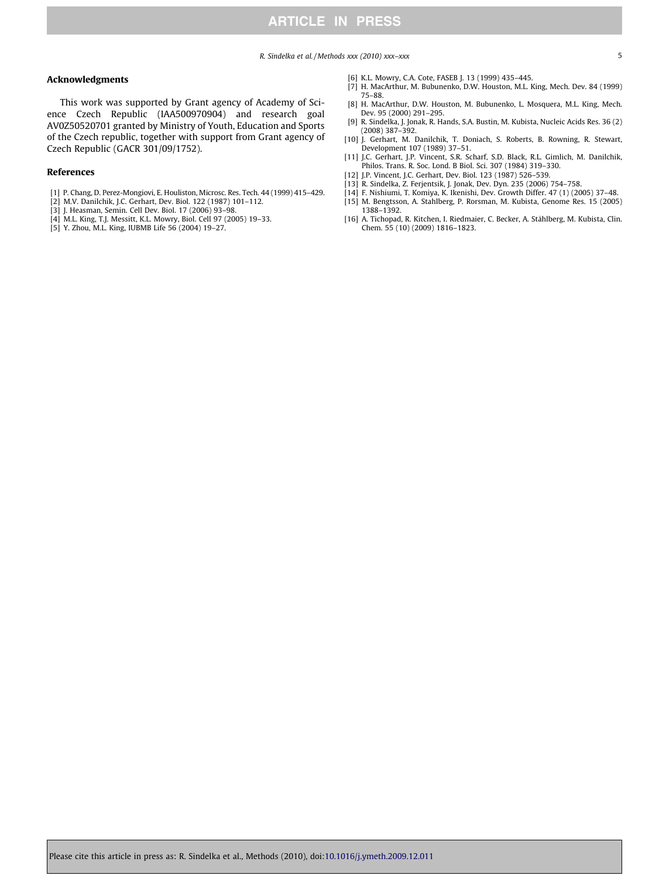## Acknowledgments

This work was supported by Grant agency of Academy of Science Czech Republic (IAA500970904) and research goal AV0Z50520701 granted by Ministry of Youth, Education and Sports of the Czech republic, together with support from Grant agency of Czech Republic (GACR 301/09/1752).

## References

[1] P. Chang, D. Perez-Mongiovi, E. Houliston, Microsc. Res. Tech. 44 (1999) 415–429.

[2] M.V. Danilchik, J.C. Gerhart, Dev. Biol. 122 (1987) 101–112.

[3] J. Heasman, Semin. Cell Dev. Biol. 17 (2006) 93–98.

[4] M.L. King, T.J. Messitt, K.L. Mowry, Biol. Cell 97 (2005) 19–33.

[5] Y. Zhou, M.L. King, IUBMB Life 56 (2004) 19–27.

[6] K.L. Mowry, C.A. Cote, FASEB J. 13 (1999) 435–445.

[7] H. MacArthur, M. Bubunenko, D.W. Houston, M.L. King, Mech. Dev. 84 (1999) 75–88.

[8] H. MacArthur, D.W. Houston, M. Bubunenko, L. Mosquera, M.L. King, Mech. Dev. 95 (2000) 291–295.

[9] R. Sindelka, J. Jonak, R. Hands, S.A. Bustin, M. Kubista, Nucleic Acids Res. 36 (2) (2008) 387–392.

[10] J. Gerhart, M. Danilchik, T. Doniach, S. Roberts, B. Rowning, R. Stewart, Development 107 (1989) 37–51.

[11] J.C. Gerhart, J.P. Vincent, S.R. Scharf, S.D. Black, R.L. Gimlich, M. Danilchik, Philos. Trans. R. Soc. Lond. B Biol. Sci. 307 (1984) 319–330.

[12] J.P. Vincent, J.C. Gerhart, Dev. Biol. 123 (1987) 526–539.

[13] R. Sindelka, Z. Ferjentsik, J. Jonak, Dev. Dyn. 235 (2006) 754–758.

[14] F. Nishiumi, T. Komiya, K. Ikenishi, Dev. Growth Differ. 47 (1) (2005) 37–48.

[15] M. Bengtsson, A. Stahlberg, P. Rorsman, M. Kubista, Genome Res. 15 (2005) 1388–1392.

[16] A. Tichopad, R. Kitchen, I. Riedmaier, C. Becker, A. Ståhlberg, M. Kubista, Clin. Chem. 55 (10) (2009) 1816–1823.